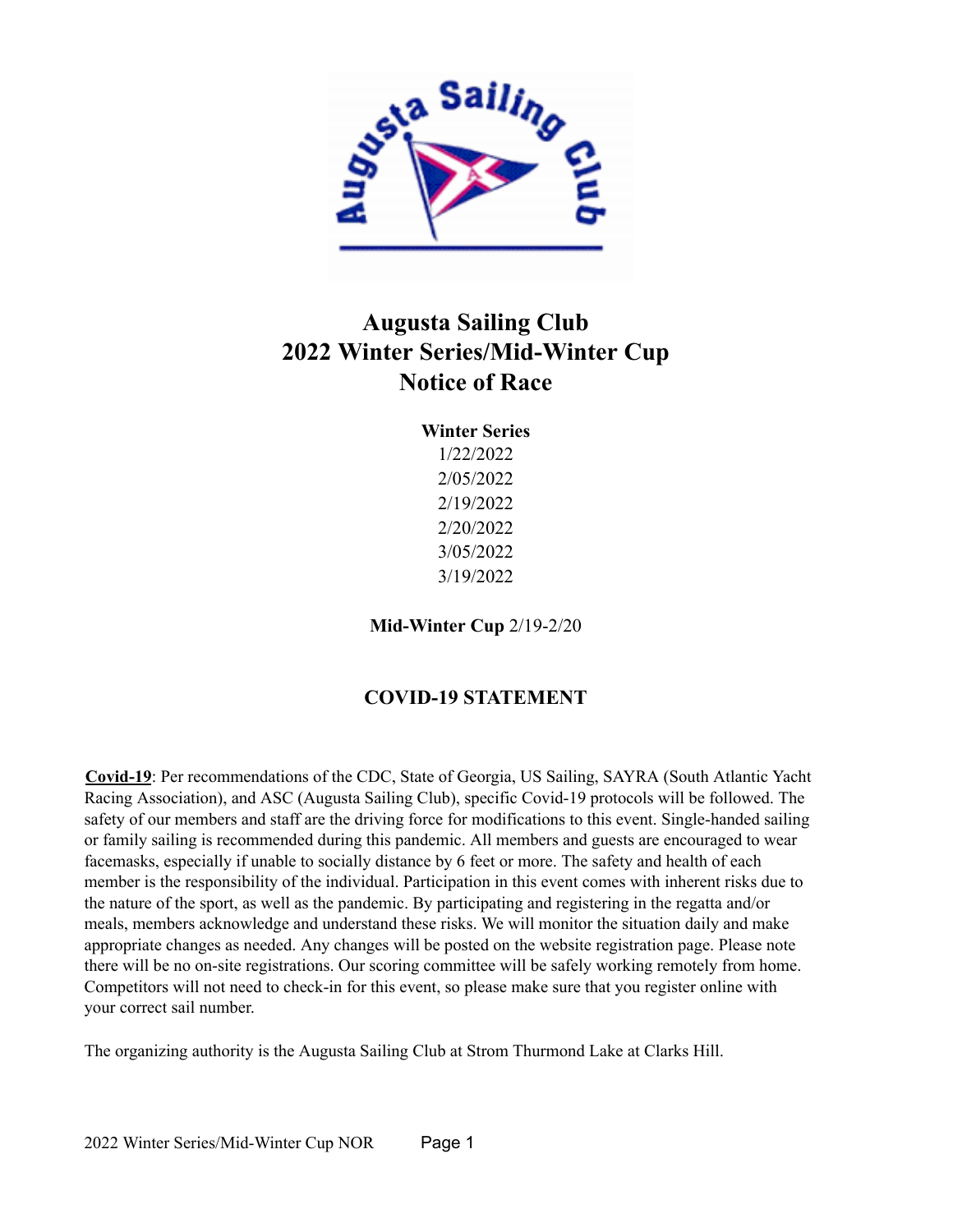# Augusta Sailing Club
# 2022 Winter Series/Mid-Winter Cup
# Notice of Race

**Winter Series**
1/22/2022
2/05/2022
2/19/2022
2/20/2022
3/05/2022
3/19/2022

**Mid-Winter Cup** 2/19-2/20

## COVID-19 STATEMENT

**Covid-19**: Per recommendations of the CDC, State of Georgia, US Sailing, SAYRA (South Atlantic Yacht Racing Association), and ASC (Augusta Sailing Club), specific Covid-19 protocols will be followed. The safety of our members and staff are the driving force for modifications to this event. Single-handed sailing or family sailing is recommended during this pandemic. All members and guests are encouraged to wear facemasks, especially if unable to socially distance by 6 feet or more. The safety and health of each member is the responsibility of the individual. Participation in this event comes with inherent risks due to the nature of the sport, as well as the pandemic. By participating and registering in the regatta and/or meals, members acknowledge and understand these risks. We will monitor the situation daily and make appropriate changes as needed. Any changes will be posted on the website registration page. Please note there will be no on-site registrations. Our scoring committee will be safely working remotely from home. Competitors will not need to check-in for this event, so please make sure that you register online with your correct sail number.

The organizing authority is the Augusta Sailing Club at Strom Thurmond Lake at Clarks Hill.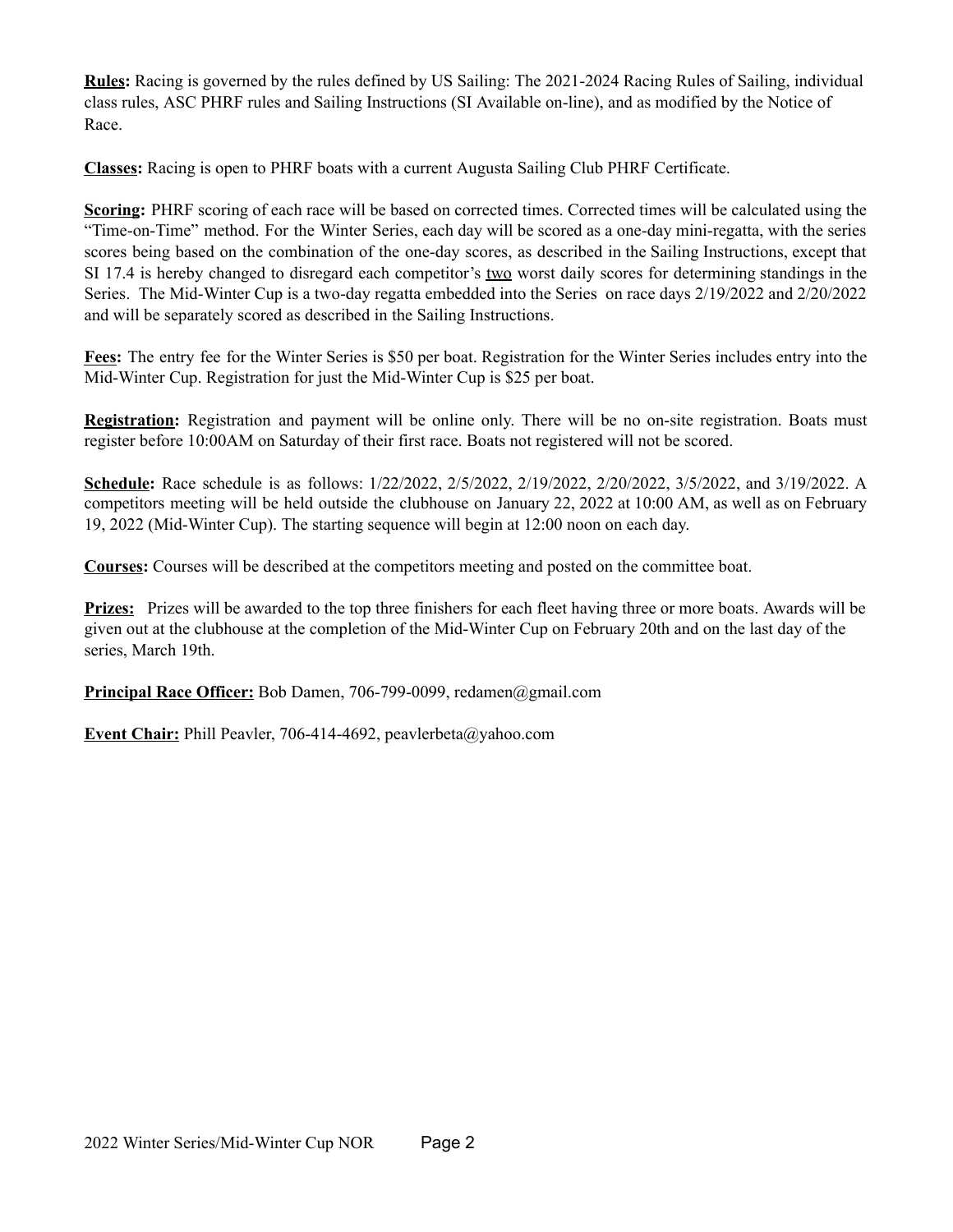**Rules:** Racing is governed by the rules defined by US Sailing: The 2021-2024 Racing Rules of Sailing, individual class rules, ASC PHRF rules and Sailing Instructions (SI Available on-line), and as modified by the Notice of Race.

**Classes:** Racing is open to PHRF boats with a current Augusta Sailing Club PHRF Certificate.

**Scoring:** PHRF scoring of each race will be based on corrected times. Corrected times will be calculated using the "Time-on-Time" method. For the Winter Series, each day will be scored as a one-day mini-regatta, with the series scores being based on the combination of the one-day scores, as described in the Sailing Instructions, except that SI 17.4 is hereby changed to disregard each competitor's two worst daily scores for determining standings in the Series. The Mid-Winter Cup is a two-day regatta embedded into the Series on race days 2/19/2022 and 2/20/2022 and will be separately scored as described in the Sailing Instructions.

**Fees:** The entry fee for the Winter Series is $50 per boat. Registration for the Winter Series includes entry into the Mid-Winter Cup. Registration for just the Mid-Winter Cup is $25 per boat.

**Registration:** Registration and payment will be online only. There will be no on-site registration. Boats must register before 10:00AM on Saturday of their first race. Boats not registered will not be scored.

**Schedule:** Race schedule is as follows: 1/22/2022, 2/5/2022, 2/19/2022, 2/20/2022, 3/5/2022, and 3/19/2022. A competitors meeting will be held outside the clubhouse on January 22, 2022 at 10:00 AM, as well as on February 19, 2022 (Mid-Winter Cup). The starting sequence will begin at 12:00 noon on each day.

**Courses:** Courses will be described at the competitors meeting and posted on the committee boat.

**Prizes:** Prizes will be awarded to the top three finishers for each fleet having three or more boats. Awards will be given out at the clubhouse at the completion of the Mid-Winter Cup on February 20th and on the last day of the series, March 19th.

**Principal Race Officer:** Bob Damen, 706-799-0099, redamen@gmail.com

**Event Chair:** Phill Peavler, 706-414-4692, peavlerbeta@yahoo.com